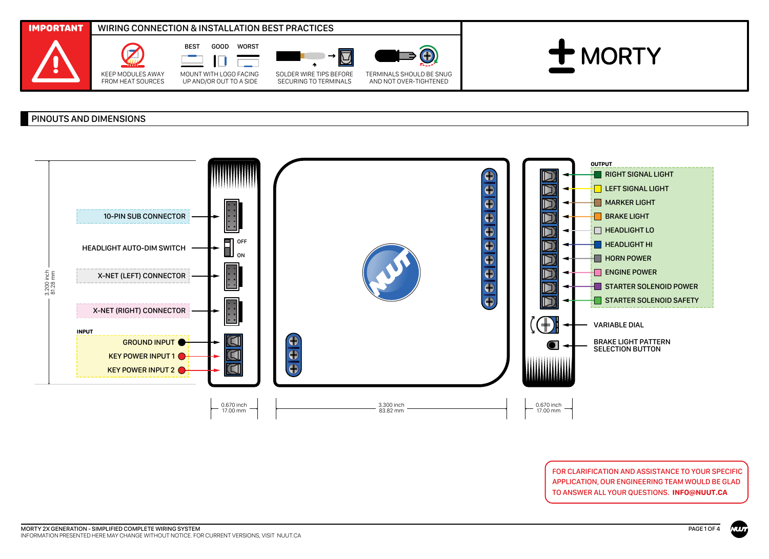## IMPORTANT — WIRING CONNECTION & INSTALLATION BEST PRACTICES

- KEEP MODULES AWAY FROM HEAT SOURCES
- BEST / GOOD / WORST — MOUNT WITH LOGO FACING UP AND/OR OUT TO A SIDE
- SOLDER WIRE TIPS BEFORE SECURING TO TERMINALS
- TERMINALS SHOULD BE SNUG AND NOT OVER-TIGHTENED

# MORTY

## PINOUTS AND DIMENSIONS

- 10-PIN SUB CONNECTOR
- HEADLIGHT AUTO-DIM SWITCH (OFF / ON)
- X-NET (LEFT) CONNECTOR
- X-NET (RIGHT) CONNECTOR

**INPUT**

- GROUND INPUT
- KEY POWER INPUT 1
- KEY POWER INPUT 2

**OUTPUT**

- RIGHT SIGNAL LIGHT
- LEFT SIGNAL LIGHT
- MARKER LIGHT
- BRAKE LIGHT
- HEADLIGHT LO
- HEADLIGHT HI
- HORN POWER
- ENGINE POWER
- STARTER SOLENOID POWER
- STARTER SOLENOID SAFETY

- VARIABLE DIAL
- BRAKE LIGHT PATTERN SELECTION BUTTON

Dimensions: 3.200 inch / 81.28 mm (height); 0.670 inch / 17.00 mm; 3.300 inch / 83.82 mm; 0.670 inch / 17.00 mm

FOR CLARIFICATION AND ASSISTANCE TO YOUR SPECIFIC APPLICATION, OUR ENGINEERING TEAM WOULD BE GLAD TO ANSWER ALL YOUR QUESTIONS. **INFO@NUUT.CA**

MORTY 2X GENERATION - SIMPLIFIED COMPLETE WIRING SYSTEM
INFORMATION PRESENTED HERE MAY CHANGE WITHOUT NOTICE. FOR CURRENT VERSIONS, VISIT NUUT.CA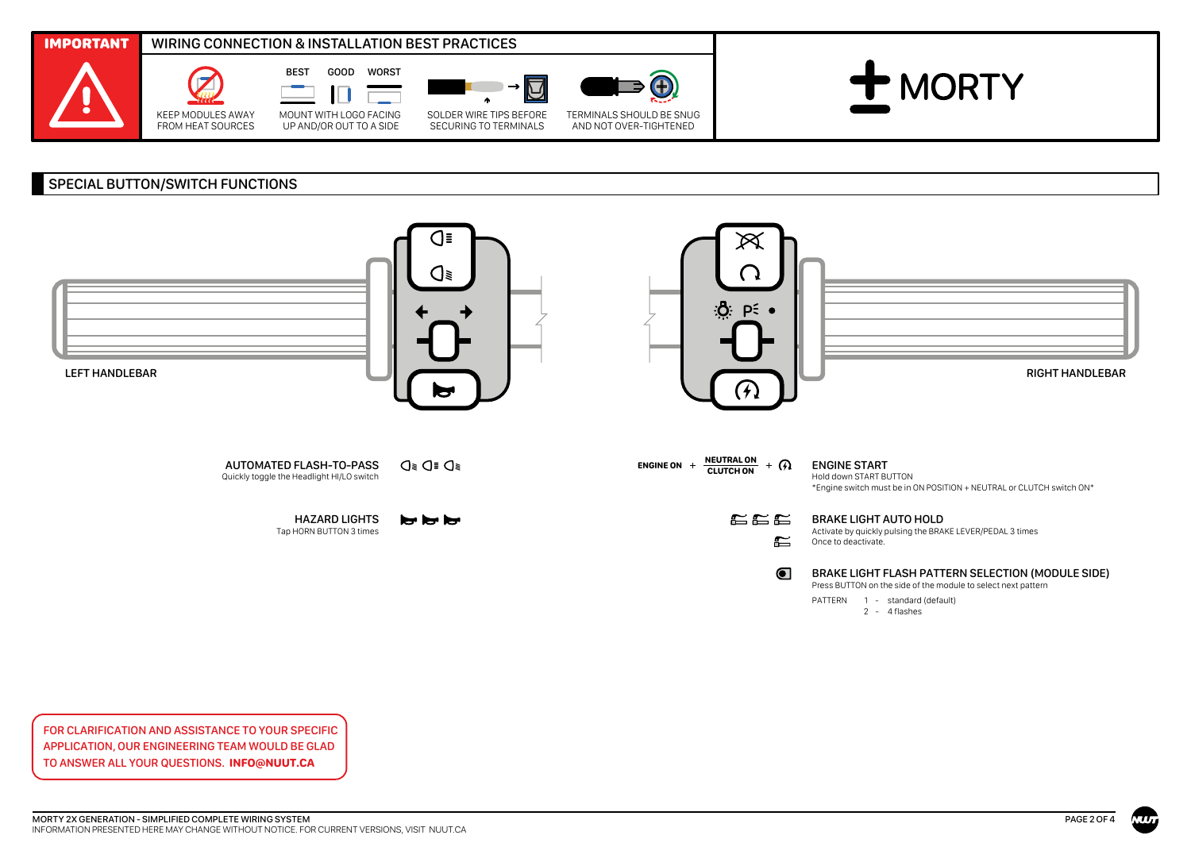## IMPORTANT — WIRING CONNECTION & INSTALLATION BEST PRACTICES

- KEEP MODULES AWAY FROM HEAT SOURCES
- MOUNT WITH LOGO FACING UP AND/OR OUT TO A SIDE (BEST / GOOD / WORST)
- SOLDER WIRE TIPS BEFORE SECURING TO TERMINALS
- TERMINALS SHOULD BE SNUG AND NOT OVER-TIGHTENED

MORTY

## SPECIAL BUTTON/SWITCH FUNCTIONS

LEFT HANDLEBAR

RIGHT HANDLEBAR

**AUTOMATED FLASH-TO-PASS**
Quickly toggle the Headlight HI/LO switch

**HAZARD LIGHTS**
Tap HORN BUTTON 3 times

**ENGINE ON** + **NEUTRAL ON / CLUTCH ON** +

**ENGINE START**
Hold down START BUTTON
*Engine switch must be in ON POSITION + NEUTRAL or CLUTCH switch ON*

**BRAKE LIGHT AUTO HOLD**
Activate by quickly pulsing the BRAKE LEVER/PEDAL 3 times
Once to deactivate.

**BRAKE LIGHT FLASH PATTERN SELECTION (MODULE SIDE)**
Press BUTTON on the side of the module to select next pattern

PATTERN
1 - standard (default)
2 - 4 flashes

FOR CLARIFICATION AND ASSISTANCE TO YOUR SPECIFIC APPLICATION, OUR ENGINEERING TEAM WOULD BE GLAD TO ANSWER ALL YOUR QUESTIONS. **INFO@NUUT.CA**

MORTY 2X GENERATION - SIMPLIFIED COMPLETE WIRING SYSTEM
INFORMATION PRESENTED HERE MAY CHANGE WITHOUT NOTICE. FOR CURRENT VERSIONS, VISIT NUUT.CA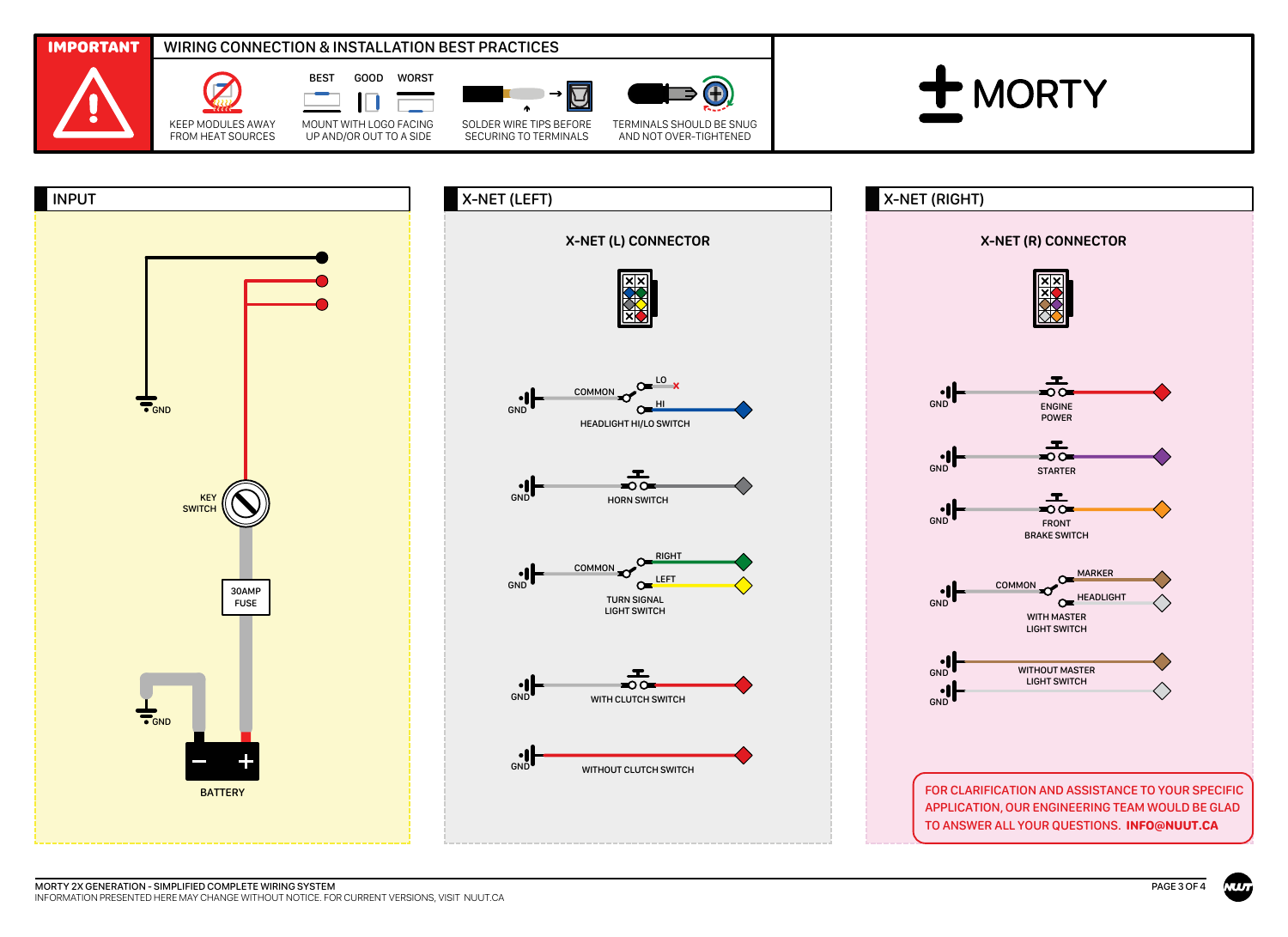**IMPORTANT**

## WIRING CONNECTION & INSTALLATION BEST PRACTICES

- KEEP MODULES AWAY FROM HEAT SOURCES
- BEST / GOOD / WORST — MOUNT WITH LOGO FACING UP AND/OR OUT TO A SIDE
- SOLDER WIRE TIPS BEFORE SECURING TO TERMINALS
- TERMINALS SHOULD BE SNUG AND NOT OVER-TIGHTENED

**MORTY**

## INPUT

GND

KEY SWITCH

30AMP FUSE

GND

BATTERY

## X-NET (LEFT)

### X-NET (L) CONNECTOR

GND — COMMON — LO / HI — HEADLIGHT HI/LO SWITCH

GND — HORN SWITCH

GND — COMMON — RIGHT / LEFT — TURN SIGNAL LIGHT SWITCH

GND — WITH CLUTCH SWITCH

GND — WITHOUT CLUTCH SWITCH

## X-NET (RIGHT)

### X-NET (R) CONNECTOR

GND — ENGINE POWER

GND — STARTER

GND — FRONT BRAKE SWITCH

GND — COMMON — MARKER / HEADLIGHT — WITH MASTER LIGHT SWITCH

GND / GND — WITHOUT MASTER LIGHT SWITCH

FOR CLARIFICATION AND ASSISTANCE TO YOUR SPECIFIC APPLICATION, OUR ENGINEERING TEAM WOULD BE GLAD TO ANSWER ALL YOUR QUESTIONS. **INFO@NUUT.CA**

MORTY 2X GENERATION - SIMPLIFIED COMPLETE WIRING SYSTEM
INFORMATION PRESENTED HERE MAY CHANGE WITHOUT NOTICE. FOR CURRENT VERSIONS, VISIT NUUT.CA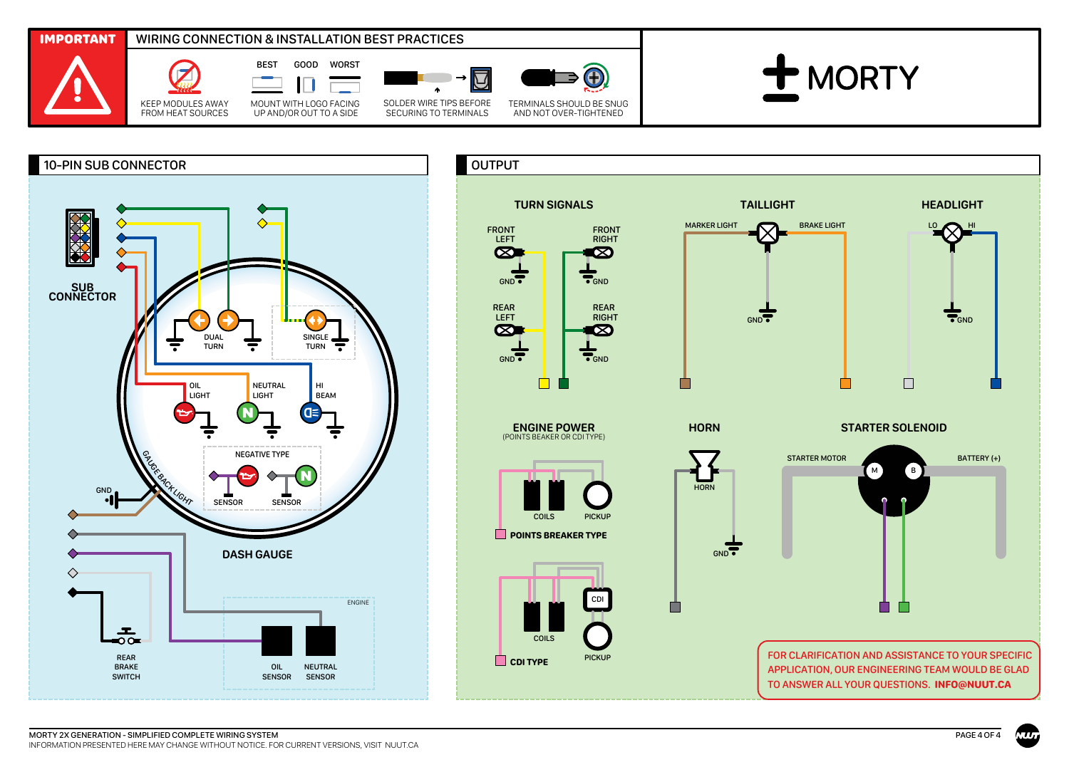## IMPORTANT

### WIRING CONNECTION & INSTALLATION BEST PRACTICES

KEEP MODULES AWAY FROM HEAT SOURCES

BEST GOOD WORST

MOUNT WITH LOGO FACING UP AND/OR OUT TO A SIDE

SOLDER WIRE TIPS BEFORE SECURING TO TERMINALS

TERMINALS SHOULD BE SNUG AND NOT OVER-TIGHTENED

# ± MORTY

## 10-PIN SUB CONNECTOR

SUB CONNECTOR

DUAL TURN

SINGLE TURN

OIL LIGHT

NEUTRAL LIGHT

HI BEAM

NEGATIVE TYPE

SENSOR

SENSOR

GND

GAUGE BACK LIGHT

DASH GAUGE

ENGINE

REAR BRAKE SWITCH

OIL SENSOR

NEUTRAL SENSOR

## OUTPUT

### TURN SIGNALS

FRONT LEFT

FRONT RIGHT

GND

GND

REAR LEFT

REAR RIGHT

GND

GND

### TAILLIGHT

MARKER LIGHT

BRAKE LIGHT

GND

### HEADLIGHT

LO

HI

GND

### ENGINE POWER

(POINTS BEAKER OR CDI TYPE)

COILS

PICKUP

**POINTS BREAKER TYPE**

CDI

COILS

PICKUP

**CDI TYPE**

### HORN

HORN

GND

### STARTER SOLENOID

STARTER MOTOR

BATTERY (+)

M

B

FOR CLARIFICATION AND ASSISTANCE TO YOUR SPECIFIC APPLICATION, OUR ENGINEERING TEAM WOULD BE GLAD TO ANSWER ALL YOUR QUESTIONS. **INFO@NUUT.CA**

MORTY 2X GENERATION - SIMPLIFIED COMPLETE WIRING SYSTEM
INFORMATION PRESENTED HERE MAY CHANGE WITHOUT NOTICE. FOR CURRENT VERSIONS, VISIT NUUT.CA